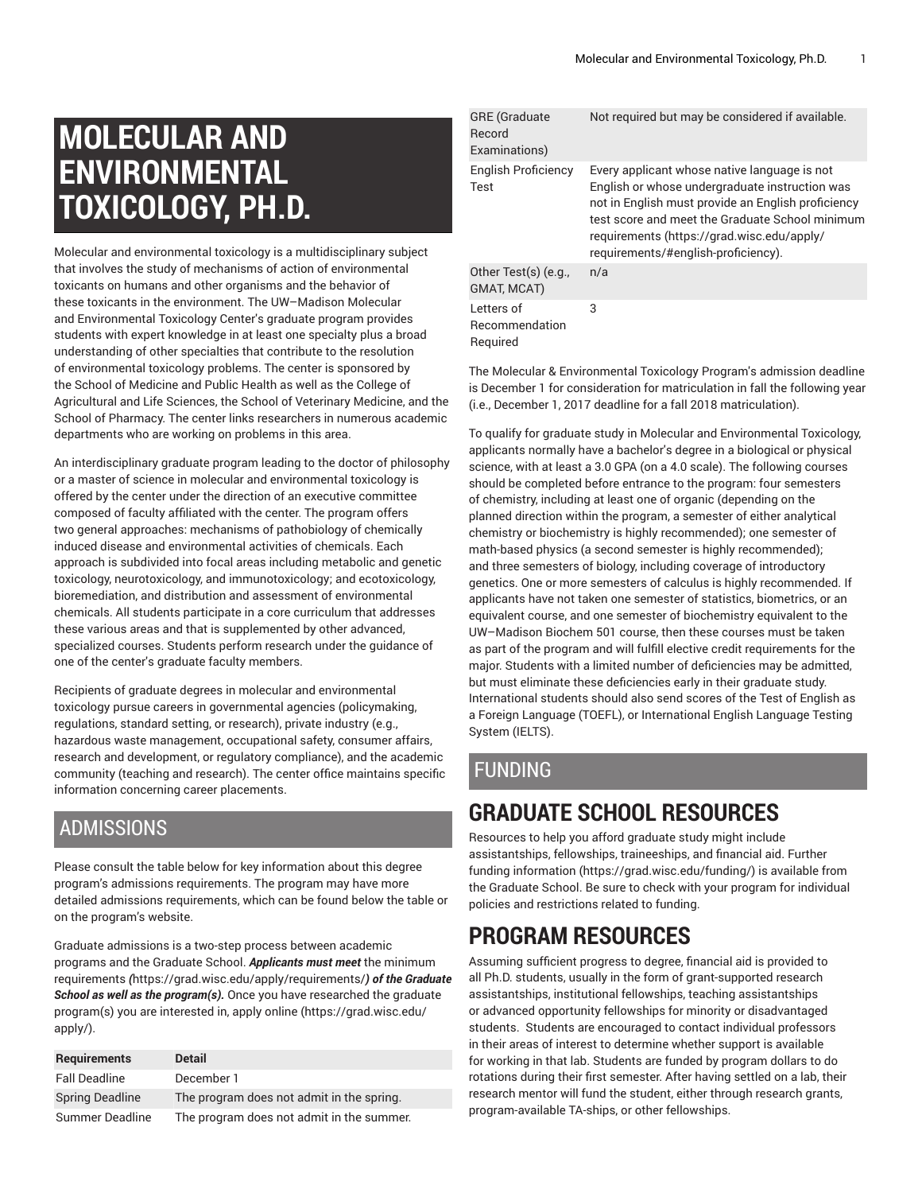# MOLECULAR AND ENVIRONMENTAL TOXICOLOGY, PH.D.

Molecular and environmental toxicology is a multidisciplinary subject that involves the study of mechanisms of action of environmental toxicants on humans and other organisms and the behavior of these toxicants in the environment. The UW–Madison Molecular and Environmental Toxicology Center's graduate program provides students with expert knowledge in at least one specialty plus a broad understanding of other specialties that contribute to the resolution of environmental toxicology problems. The center is sponsored by the School of Medicine and Public Health as well as the College of Agricultural and Life Sciences, the School of Veterinary Medicine, and the School of Pharmacy. The center links researchers in numerous academic departments who are working on problems in this area.

An interdisciplinary graduate program leading to the doctor of philosophy or a master of science in molecular and environmental toxicology is offered by the center under the direction of an executive committee composed of faculty affiliated with the center. The program offers two general approaches: mechanisms of pathobiology of chemically induced disease and environmental activities of chemicals. Each approach is subdivided into focal areas including metabolic and genetic toxicology, neurotoxicology, and immunotoxicology; and ecotoxicology, bioremediation, and distribution and assessment of environmental chemicals. All students participate in a core curriculum that addresses these various areas and that is supplemented by other advanced, specialized courses. Students perform research under the guidance of one of the center's graduate faculty members.

Recipients of graduate degrees in molecular and environmental toxicology pursue careers in governmental agencies (policymaking, regulations, standard setting, or research), private industry (e.g., hazardous waste management, occupational safety, consumer affairs, research and development, or regulatory compliance), and the academic community (teaching and research). The center office maintains specific information concerning career placements.

## ADMISSIONS

Please consult the table below for key information about this degree program's admissions requirements. The program may have more detailed admissions requirements, which can be found below the table or on the program's website.

Graduate admissions is a two-step process between academic programs and the Graduate School. ***Applicants must meet*** the minimum requirements ***(***https://grad.wisc.edu/apply/requirements/***) of the Graduate School as well as the program(s).*** Once you have researched the graduate program(s) you are interested in, apply online (https://grad.wisc.edu/apply/).

| Requirements | Detail |
|---|---|
| Fall Deadline | December 1 |
| Spring Deadline | The program does not admit in the spring. |
| Summer Deadline | The program does not admit in the summer. |
| GRE (Graduate Record Examinations) | Not required but may be considered if available. |
| English Proficiency Test | Every applicant whose native language is not English or whose undergraduate instruction was not in English must provide an English proficiency test score and meet the Graduate School minimum requirements (https://grad.wisc.edu/apply/requirements/#english-proficiency). |
| Other Test(s) (e.g., GMAT, MCAT) | n/a |
| Letters of Recommendation Required | 3 |

The Molecular & Environmental Toxicology Program's admission deadline is December 1 for consideration for matriculation in fall the following year (i.e., December 1, 2017 deadline for a fall 2018 matriculation).

To qualify for graduate study in Molecular and Environmental Toxicology, applicants normally have a bachelor's degree in a biological or physical science, with at least a 3.0 GPA (on a 4.0 scale). The following courses should be completed before entrance to the program: four semesters of chemistry, including at least one of organic (depending on the planned direction within the program, a semester of either analytical chemistry or biochemistry is highly recommended); one semester of math-based physics (a second semester is highly recommended); and three semesters of biology, including coverage of introductory genetics. One or more semesters of calculus is highly recommended. If applicants have not taken one semester of statistics, biometrics, or an equivalent course, and one semester of biochemistry equivalent to the UW–Madison Biochem 501 course, then these courses must be taken as part of the program and will fulfill elective credit requirements for the major. Students with a limited number of deficiencies may be admitted, but must eliminate these deficiencies early in their graduate study. International students should also send scores of the Test of English as a Foreign Language (TOEFL), or International English Language Testing System (IELTS).

## FUNDING

### GRADUATE SCHOOL RESOURCES

Resources to help you afford graduate study might include assistantships, fellowships, traineeships, and financial aid. Further funding information (https://grad.wisc.edu/funding/) is available from the Graduate School. Be sure to check with your program for individual policies and restrictions related to funding.

### PROGRAM RESOURCES

Assuming sufficient progress to degree, financial aid is provided to all Ph.D. students, usually in the form of grant-supported research assistantships, institutional fellowships, teaching assistantships or advanced opportunity fellowships for minority or disadvantaged students. Students are encouraged to contact individual professors in their areas of interest to determine whether support is available for working in that lab. Students are funded by program dollars to do rotations during their first semester. After having settled on a lab, their research mentor will fund the student, either through research grants, program-available TA-ships, or other fellowships.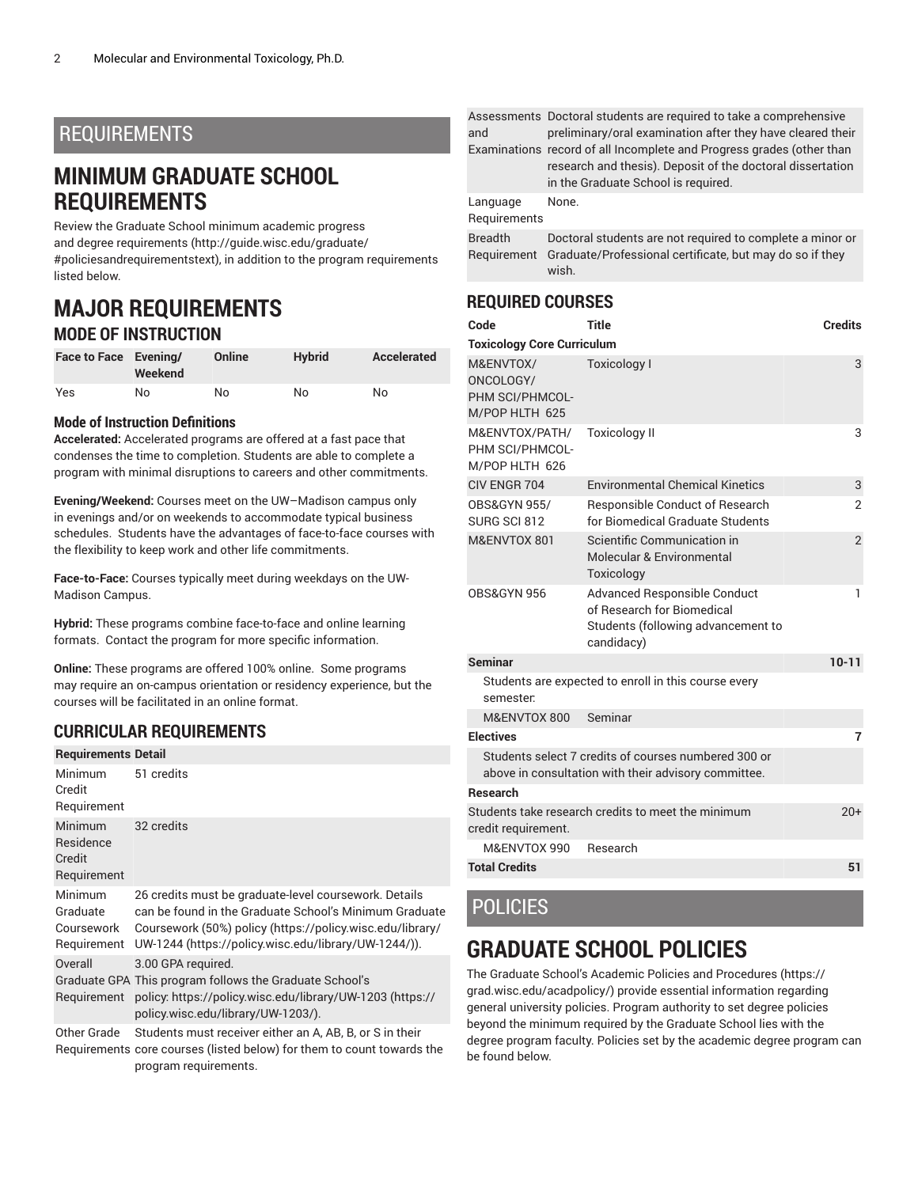# REQUIREMENTS

## MINIMUM GRADUATE SCHOOL REQUIREMENTS

Review the Graduate School minimum academic progress and degree requirements (http://guide.wisc.edu/graduate/#policiesandrequirementstext), in addition to the program requirements listed below.

## MAJOR REQUIREMENTS

### MODE OF INSTRUCTION

| Face to Face | Evening/ Weekend | Online | Hybrid | Accelerated |
|---|---|---|---|---|
| Yes | No | No | No | No |

#### Mode of Instruction Definitions

**Accelerated:** Accelerated programs are offered at a fast pace that condenses the time to completion. Students are able to complete a program with minimal disruptions to careers and other commitments.

**Evening/Weekend:** Courses meet on the UW–Madison campus only in evenings and/or on weekends to accommodate typical business schedules. Students have the advantages of face-to-face courses with the flexibility to keep work and other life commitments.

**Face-to-Face:** Courses typically meet during weekdays on the UW-Madison Campus.

**Hybrid:** These programs combine face-to-face and online learning formats. Contact the program for more specific information.

**Online:** These programs are offered 100% online. Some programs may require an on-campus orientation or residency experience, but the courses will be facilitated in an online format.

### CURRICULAR REQUIREMENTS

| Requirements | Detail |
|---|---|
| Minimum Credit Requirement | 51 credits |
| Minimum Residence Credit Requirement | 32 credits |
| Minimum Graduate Coursework Requirement | 26 credits must be graduate-level coursework. Details can be found in the Graduate School's Minimum Graduate Coursework (50%) policy (https://policy.wisc.edu/library/UW-1244 (https://policy.wisc.edu/library/UW-1244/)). |
| Overall Graduate GPA Requirement | 3.00 GPA required. This program follows the Graduate School's policy: https://policy.wisc.edu/library/UW-1203 (https://policy.wisc.edu/library/UW-1203/). |
| Other Grade Requirements | Students must receiver either an A, AB, B, or S in their core courses (listed below) for them to count towards the program requirements. |
| Assessments and Examinations | Doctoral students are required to take a comprehensive preliminary/oral examination after they have cleared their record of all Incomplete and Progress grades (other than research and thesis). Deposit of the doctoral dissertation in the Graduate School is required. |
| Language Requirements | None. |
| Breadth Requirement | Doctoral students are not required to complete a minor or Graduate/Professional certificate, but may do so if they wish. |

### REQUIRED COURSES

| Code | Title | Credits |
|---|---|---|
| **Toxicology Core Curriculum** | | |
| M&ENVTOX/ ONCOLOGY/ PHM SCI/PHMCOL-M/POP HLTH 625 | Toxicology I | 3 |
| M&ENVTOX/PATH/ PHM SCI/PHMCOL-M/POP HLTH 626 | Toxicology II | 3 |
| CIV ENGR 704 | Environmental Chemical Kinetics | 3 |
| OBS&GYN 955/ SURG SCI 812 | Responsible Conduct of Research for Biomedical Graduate Students | 2 |
| M&ENVTOX 801 | Scientific Communication in Molecular & Environmental Toxicology | 2 |
| OBS&GYN 956 | Advanced Responsible Conduct of Research for Biomedical Students (following advancement to candidacy) | 1 |
| **Seminar** | | **10-11** |
| Students are expected to enroll in this course every semester: | | |
| M&ENVTOX 800 | Seminar | |
| **Electives** | | **7** |
| Students select 7 credits of courses numbered 300 or above in consultation with their advisory committee. | | |
| **Research** | | |
| Students take research credits to meet the minimum credit requirement. | | 20+ |
| M&ENVTOX 990 | Research | |
| **Total Credits** | | **51** |

# POLICIES

## GRADUATE SCHOOL POLICIES

The Graduate School's Academic Policies and Procedures (https://grad.wisc.edu/acadpolicy/) provide essential information regarding general university policies. Program authority to set degree policies beyond the minimum required by the Graduate School lies with the degree program faculty. Policies set by the academic degree program can be found below.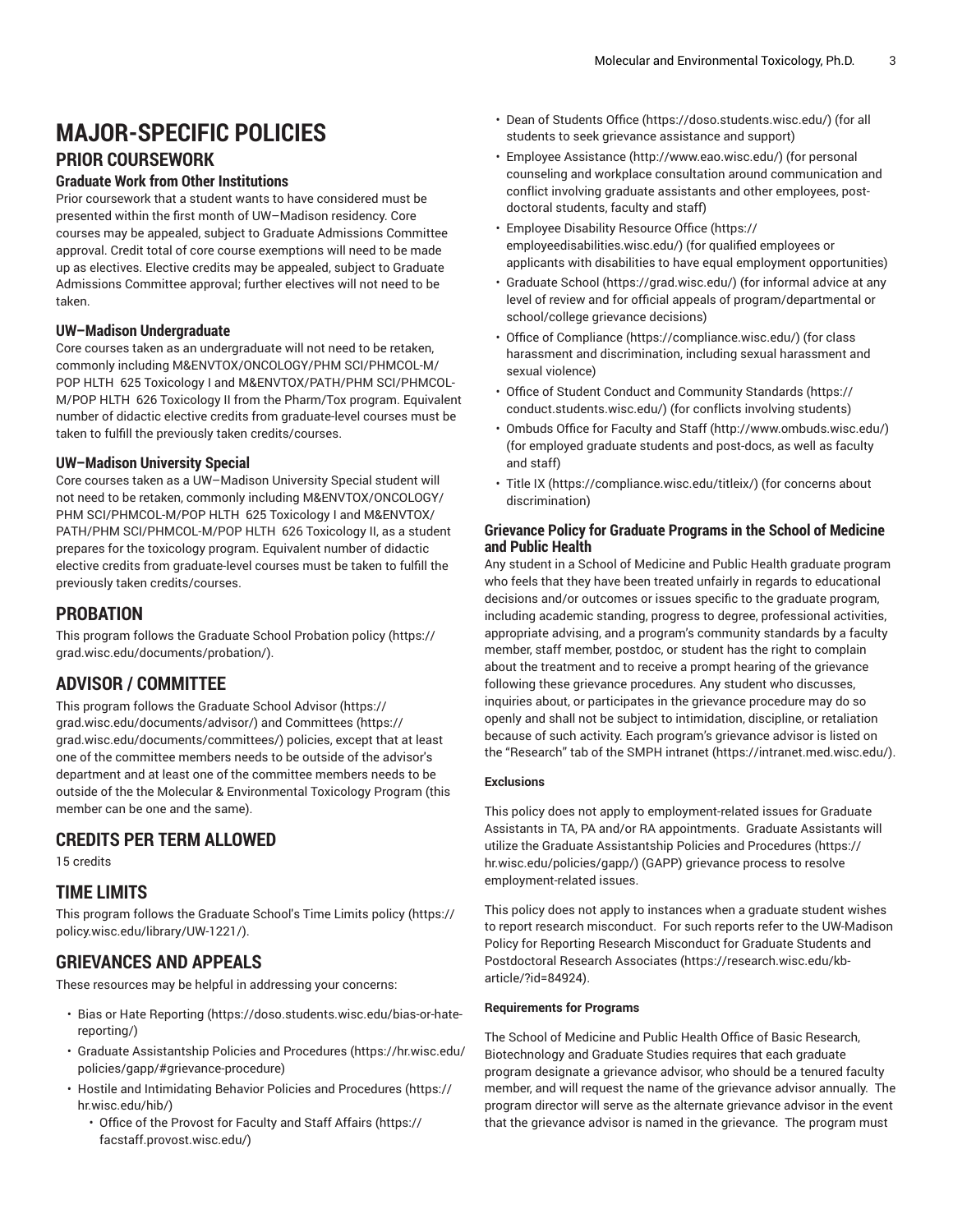# MAJOR-SPECIFIC POLICIES

## PRIOR COURSEWORK

### Graduate Work from Other Institutions

Prior coursework that a student wants to have considered must be presented within the first month of UW–Madison residency. Core courses may be appealed, subject to Graduate Admissions Committee approval. Credit total of core course exemptions will need to be made up as electives. Elective credits may be appealed, subject to Graduate Admissions Committee approval; further electives will not need to be taken.

### UW–Madison Undergraduate

Core courses taken as an undergraduate will not need to be retaken, commonly including M&ENVTOX/ONCOLOGY/PHM SCI/PHMCOL-M/POP HLTH 625 Toxicology I and M&ENVTOX/PATH/PHM SCI/PHMCOL-M/POP HLTH 626 Toxicology II from the Pharm/Tox program. Equivalent number of didactic elective credits from graduate-level courses must be taken to fulfill the previously taken credits/courses.

### UW–Madison University Special

Core courses taken as a UW–Madison University Special student will not need to be retaken, commonly including M&ENVTOX/ONCOLOGY/PHM SCI/PHMCOL-M/POP HLTH 625 Toxicology I and M&ENVTOX/PATH/PHM SCI/PHMCOL-M/POP HLTH 626 Toxicology II, as a student prepares for the toxicology program. Equivalent number of didactic elective credits from graduate-level courses must be taken to fulfill the previously taken credits/courses.

## PROBATION

This program follows the Graduate School Probation policy (https://grad.wisc.edu/documents/probation/).

## ADVISOR / COMMITTEE

This program follows the Graduate School Advisor (https://grad.wisc.edu/documents/advisor/) and Committees (https://grad.wisc.edu/documents/committees/) policies, except that at least one of the committee members needs to be outside of the advisor's department and at least one of the committee members needs to be outside of the the Molecular & Environmental Toxicology Program (this member can be one and the same).

## CREDITS PER TERM ALLOWED

15 credits

## TIME LIMITS

This program follows the Graduate School's Time Limits policy (https://policy.wisc.edu/library/UW-1221/).

## GRIEVANCES AND APPEALS

These resources may be helpful in addressing your concerns:

- Bias or Hate Reporting (https://doso.students.wisc.edu/bias-or-hate-reporting/)
- Graduate Assistantship Policies and Procedures (https://hr.wisc.edu/policies/gapp/#grievance-procedure)
- Hostile and Intimidating Behavior Policies and Procedures (https://hr.wisc.edu/hib/)
  - Office of the Provost for Faculty and Staff Affairs (https://facstaff.provost.wisc.edu/)
- Dean of Students Office (https://doso.students.wisc.edu/) (for all students to seek grievance assistance and support)
- Employee Assistance (http://www.eao.wisc.edu/) (for personal counseling and workplace consultation around communication and conflict involving graduate assistants and other employees, post-doctoral students, faculty and staff)
- Employee Disability Resource Office (https://employeedisabilities.wisc.edu/) (for qualified employees or applicants with disabilities to have equal employment opportunities)
- Graduate School (https://grad.wisc.edu/) (for informal advice at any level of review and for official appeals of program/departmental or school/college grievance decisions)
- Office of Compliance (https://compliance.wisc.edu/) (for class harassment and discrimination, including sexual harassment and sexual violence)
- Office of Student Conduct and Community Standards (https://conduct.students.wisc.edu/) (for conflicts involving students)
- Ombuds Office for Faculty and Staff (http://www.ombuds.wisc.edu/) (for employed graduate students and post-docs, as well as faculty and staff)
- Title IX (https://compliance.wisc.edu/titleix/) (for concerns about discrimination)

### Grievance Policy for Graduate Programs in the School of Medicine and Public Health

Any student in a School of Medicine and Public Health graduate program who feels that they have been treated unfairly in regards to educational decisions and/or outcomes or issues specific to the graduate program, including academic standing, progress to degree, professional activities, appropriate advising, and a program's community standards by a faculty member, staff member, postdoc, or student has the right to complain about the treatment and to receive a prompt hearing of the grievance following these grievance procedures. Any student who discusses, inquiries about, or participates in the grievance procedure may do so openly and shall not be subject to intimidation, discipline, or retaliation because of such activity. Each program's grievance advisor is listed on the "Research" tab of the SMPH intranet (https://intranet.med.wisc.edu/).

**Exclusions**

This policy does not apply to employment-related issues for Graduate Assistants in TA, PA and/or RA appointments. Graduate Assistants will utilize the Graduate Assistantship Policies and Procedures (https://hr.wisc.edu/policies/gapp/) (GAPP) grievance process to resolve employment-related issues.

This policy does not apply to instances when a graduate student wishes to report research misconduct. For such reports refer to the UW-Madison Policy for Reporting Research Misconduct for Graduate Students and Postdoctoral Research Associates (https://research.wisc.edu/kb-article/?id=84924).

**Requirements for Programs**

The School of Medicine and Public Health Office of Basic Research, Biotechnology and Graduate Studies requires that each graduate program designate a grievance advisor, who should be a tenured faculty member, and will request the name of the grievance advisor annually. The program director will serve as the alternate grievance advisor in the event that the grievance advisor is named in the grievance. The program must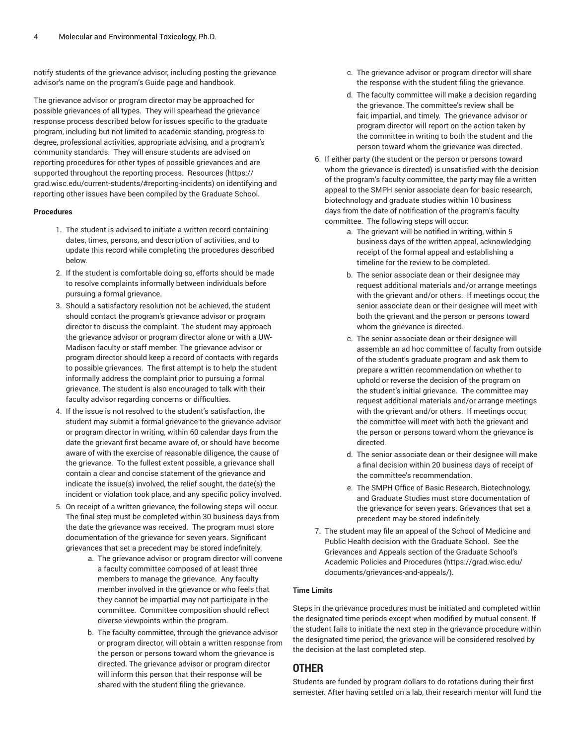notify students of the grievance advisor, including posting the grievance advisor's name on the program's Guide page and handbook.

The grievance advisor or program director may be approached for possible grievances of all types. They will spearhead the grievance response process described below for issues specific to the graduate program, including but not limited to academic standing, progress to degree, professional activities, appropriate advising, and a program's community standards. They will ensure students are advised on reporting procedures for other types of possible grievances and are supported throughout the reporting process. Resources (https://grad.wisc.edu/current-students/#reporting-incidents) on identifying and reporting other issues have been compiled by the Graduate School.

**Procedures**

1. The student is advised to initiate a written record containing dates, times, persons, and description of activities, and to update this record while completing the procedures described below.
2. If the student is comfortable doing so, efforts should be made to resolve complaints informally between individuals before pursuing a formal grievance.
3. Should a satisfactory resolution not be achieved, the student should contact the program's grievance advisor or program director to discuss the complaint. The student may approach the grievance advisor or program director alone or with a UW-Madison faculty or staff member. The grievance advisor or program director should keep a record of contacts with regards to possible grievances. The first attempt is to help the student informally address the complaint prior to pursuing a formal grievance. The student is also encouraged to talk with their faculty advisor regarding concerns or difficulties.
4. If the issue is not resolved to the student's satisfaction, the student may submit a formal grievance to the grievance advisor or program director in writing, within 60 calendar days from the date the grievant first became aware of, or should have become aware of with the exercise of reasonable diligence, the cause of the grievance. To the fullest extent possible, a grievance shall contain a clear and concise statement of the grievance and indicate the issue(s) involved, the relief sought, the date(s) the incident or violation took place, and any specific policy involved.
5. On receipt of a written grievance, the following steps will occur. The final step must be completed within 30 business days from the date the grievance was received. The program must store documentation of the grievance for seven years. Significant grievances that set a precedent may be stored indefinitely.
    a. The grievance advisor or program director will convene a faculty committee composed of at least three members to manage the grievance. Any faculty member involved in the grievance or who feels that they cannot be impartial may not participate in the committee. Committee composition should reflect diverse viewpoints within the program.
    b. The faculty committee, through the grievance advisor or program director, will obtain a written response from the person or persons toward whom the grievance is directed. The grievance advisor or program director will inform this person that their response will be shared with the student filing the grievance.
    c. The grievance advisor or program director will share the response with the student filing the grievance.
    d. The faculty committee will make a decision regarding the grievance. The committee's review shall be fair, impartial, and timely. The grievance advisor or program director will report on the action taken by the committee in writing to both the student and the person toward whom the grievance was directed.
6. If either party (the student or the person or persons toward whom the grievance is directed) is unsatisfied with the decision of the program's faculty committee, the party may file a written appeal to the SMPH senior associate dean for basic research, biotechnology and graduate studies within 10 business days from the date of notification of the program's faculty committee. The following steps will occur:
    a. The grievant will be notified in writing, within 5 business days of the written appeal, acknowledging receipt of the formal appeal and establishing a timeline for the review to be completed.
    b. The senior associate dean or their designee may request additional materials and/or arrange meetings with the grievant and/or others. If meetings occur, the senior associate dean or their designee will meet with both the grievant and the person or persons toward whom the grievance is directed.
    c. The senior associate dean or their designee will assemble an ad hoc committee of faculty from outside of the student's graduate program and ask them to prepare a written recommendation on whether to uphold or reverse the decision of the program on the student's initial grievance. The committee may request additional materials and/or arrange meetings with the grievant and/or others. If meetings occur, the committee will meet with both the grievant and the person or persons toward whom the grievance is directed.
    d. The senior associate dean or their designee will make a final decision within 20 business days of receipt of the committee's recommendation.
    e. The SMPH Office of Basic Research, Biotechnology, and Graduate Studies must store documentation of the grievance for seven years. Grievances that set a precedent may be stored indefinitely.
7. The student may file an appeal of the School of Medicine and Public Health decision with the Graduate School. See the Grievances and Appeals section of the Graduate School's Academic Policies and Procedures (https://grad.wisc.edu/documents/grievances-and-appeals/).

**Time Limits**

Steps in the grievance procedures must be initiated and completed within the designated time periods except when modified by mutual consent. If the student fails to initiate the next step in the grievance procedure within the designated time period, the grievance will be considered resolved by the decision at the last completed step.

## OTHER

Students are funded by program dollars to do rotations during their first semester. After having settled on a lab, their research mentor will fund the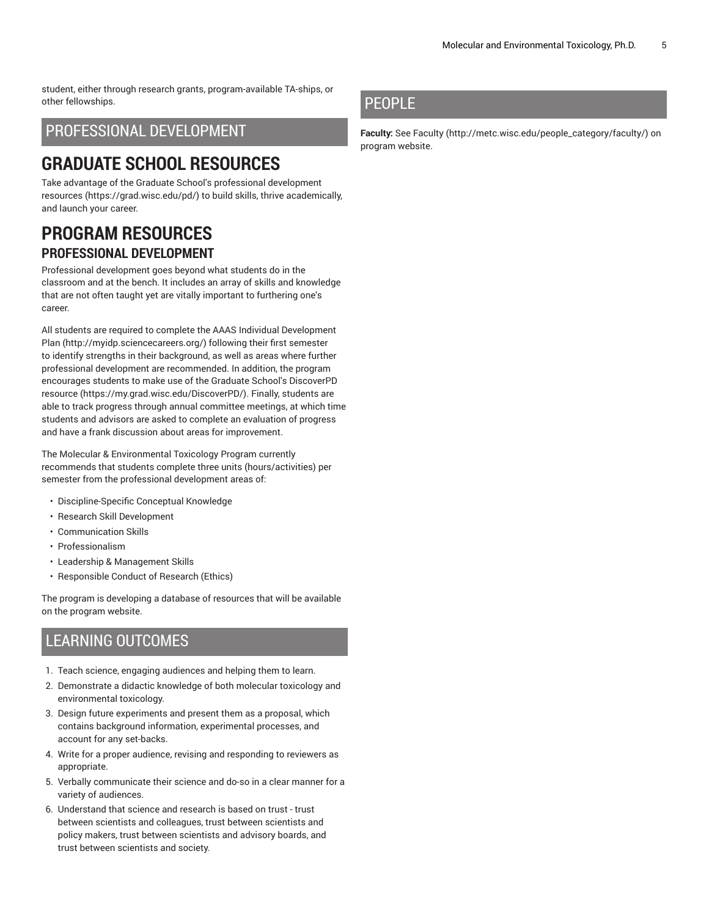student, either through research grants, program-available TA-ships, or other fellowships.

## PROFESSIONAL DEVELOPMENT

# GRADUATE SCHOOL RESOURCES

Take advantage of the Graduate School's professional development resources (https://grad.wisc.edu/pd/) to build skills, thrive academically, and launch your career.

# PROGRAM RESOURCES

### PROFESSIONAL DEVELOPMENT

Professional development goes beyond what students do in the classroom and at the bench. It includes an array of skills and knowledge that are not often taught yet are vitally important to furthering one's career.

All students are required to complete the AAAS Individual Development Plan (http://myidp.sciencecareers.org/) following their first semester to identify strengths in their background, as well as areas where further professional development are recommended. In addition, the program encourages students to make use of the Graduate School's DiscoverPD resource (https://my.grad.wisc.edu/DiscoverPD/). Finally, students are able to track progress through annual committee meetings, at which time students and advisors are asked to complete an evaluation of progress and have a frank discussion about areas for improvement.

The Molecular & Environmental Toxicology Program currently recommends that students complete three units (hours/activities) per semester from the professional development areas of:

- Discipline-Specific Conceptual Knowledge
- Research Skill Development
- Communication Skills
- Professionalism
- Leadership & Management Skills
- Responsible Conduct of Research (Ethics)

The program is developing a database of resources that will be available on the program website.

## LEARNING OUTCOMES

1. Teach science, engaging audiences and helping them to learn.
2. Demonstrate a didactic knowledge of both molecular toxicology and environmental toxicology.
3. Design future experiments and present them as a proposal, which contains background information, experimental processes, and account for any set-backs.
4. Write for a proper audience, revising and responding to reviewers as appropriate.
5. Verbally communicate their science and do-so in a clear manner for a variety of audiences.
6. Understand that science and research is based on trust - trust between scientists and colleagues, trust between scientists and policy makers, trust between scientists and advisory boards, and trust between scientists and society.

## PEOPLE

**Faculty:** See Faculty (http://metc.wisc.edu/people_category/faculty/) on program website.